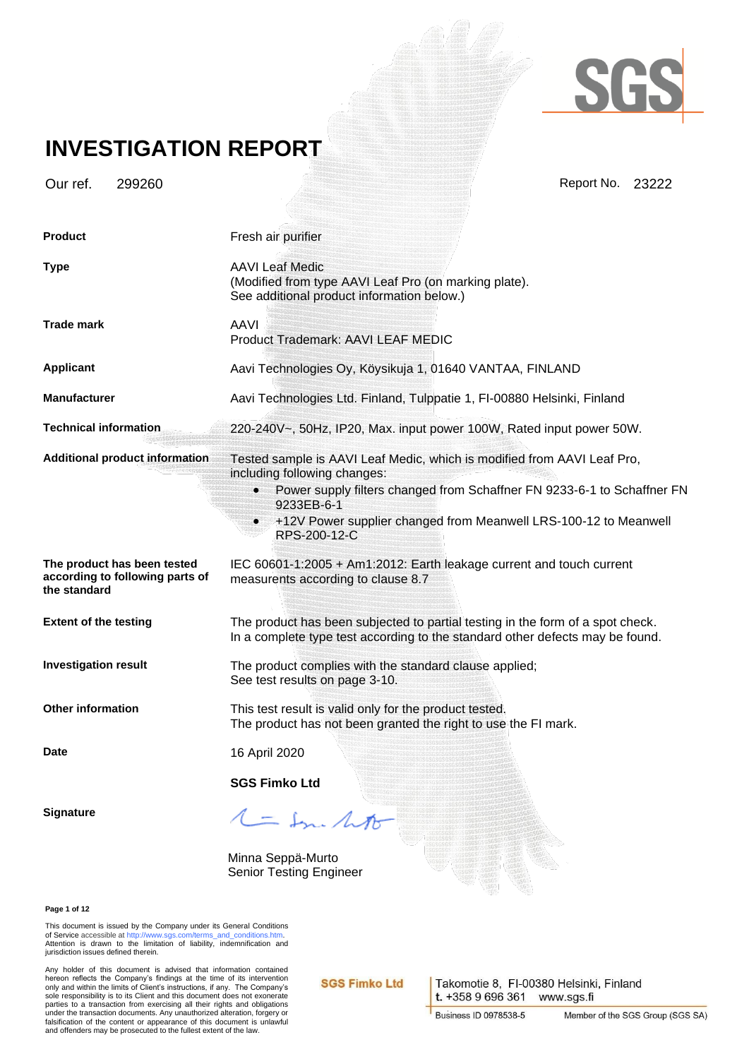# INVESTIGATION REPORT

Our ref. 299260 Report No. 23222

**Product** Fresh air purifier

**Type** AAVI Leaf Medic
(Modified from type AAVI Leaf Pro (on marking plate).
See additional product information below.)

**Trade mark** AAVI
Product Trademark: AAVI LEAF MEDIC

**Applicant** Aavi Technologies Oy, Köysikuja 1, 01640 VANTAA, FINLAND

**Manufacturer** Aavi Technologies Ltd. Finland, Tulppatie 1, FI-00880 Helsinki, Finland

**Technical information** 220-240V~, 50Hz, IP20, Max. input power 100W, Rated input power 50W.

**Additional product information** Tested sample is AAVI Leaf Medic, which is modified from AAVI Leaf Pro, including following changes:

- Power supply filters changed from Schaffner FN 9233-6-1 to Schaffner FN 9233EB-6-1
- +12V Power supplier changed from Meanwell LRS-100-12 to Meanwell RPS-200-12-C

**The product has been tested according to following parts of the standard** IEC 60601-1:2005 + Am1:2012: Earth leakage current and touch current measurents according to clause 8.7

**Extent of the testing** The product has been subjected to partial testing in the form of a spot check. In a complete type test according to the standard other defects may be found.

**Investigation result** The product complies with the standard clause applied;
See test results on page 3-10.

**Other information** This test result is valid only for the product tested.
The product has not been granted the right to use the FI mark.

**Date** 16 April 2020

**SGS Fimko Ltd**

**Signature**

Minna Seppä-Murto
Senior Testing Engineer

This document is issued by the Company under its General Conditions of Service accessible at http://www.sgs.com/terms_and_conditions.htm. Attention is drawn to the limitation of liability, indemnification and jurisdiction issues defined therein.

Any holder of this document is advised that information contained hereon reflects the Company's findings at the time of its intervention only and within the limits of Client's instructions, if any. The Company's sole responsibility is to its Client and this document does not exonerate parties to a transaction from exercising all their rights and obligations under the transaction documents. Any unauthorized alteration, forgery or falsification of the content or appearance of this document is unlawful and offenders may be prosecuted to the fullest extent of the law.

SGS Fimko Ltd | Takomotie 8, FI-00380 Helsinki, Finland | t. +358 9 696 361 | www.sgs.fi | Business ID 0978538-5 | Member of the SGS Group (SGS SA)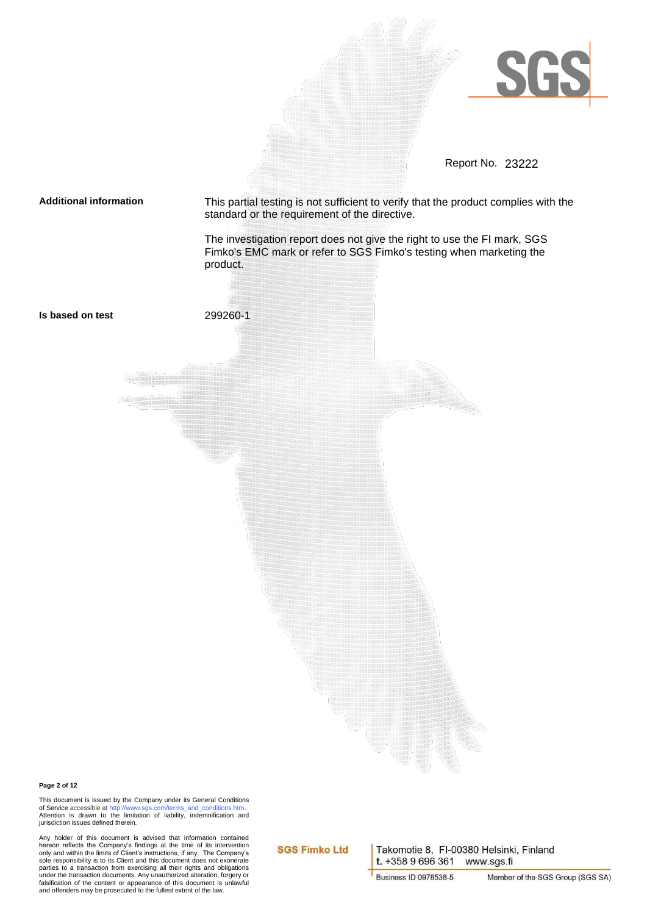Report No. 23222

**Additional information**

This partial testing is not sufficient to verify that the product complies with the standard or the requirement of the directive.

The investigation report does not give the right to use the FI mark, SGS Fimko's EMC mark or refer to SGS Fimko's testing when marketing the product.

**Is based on test** 299260-1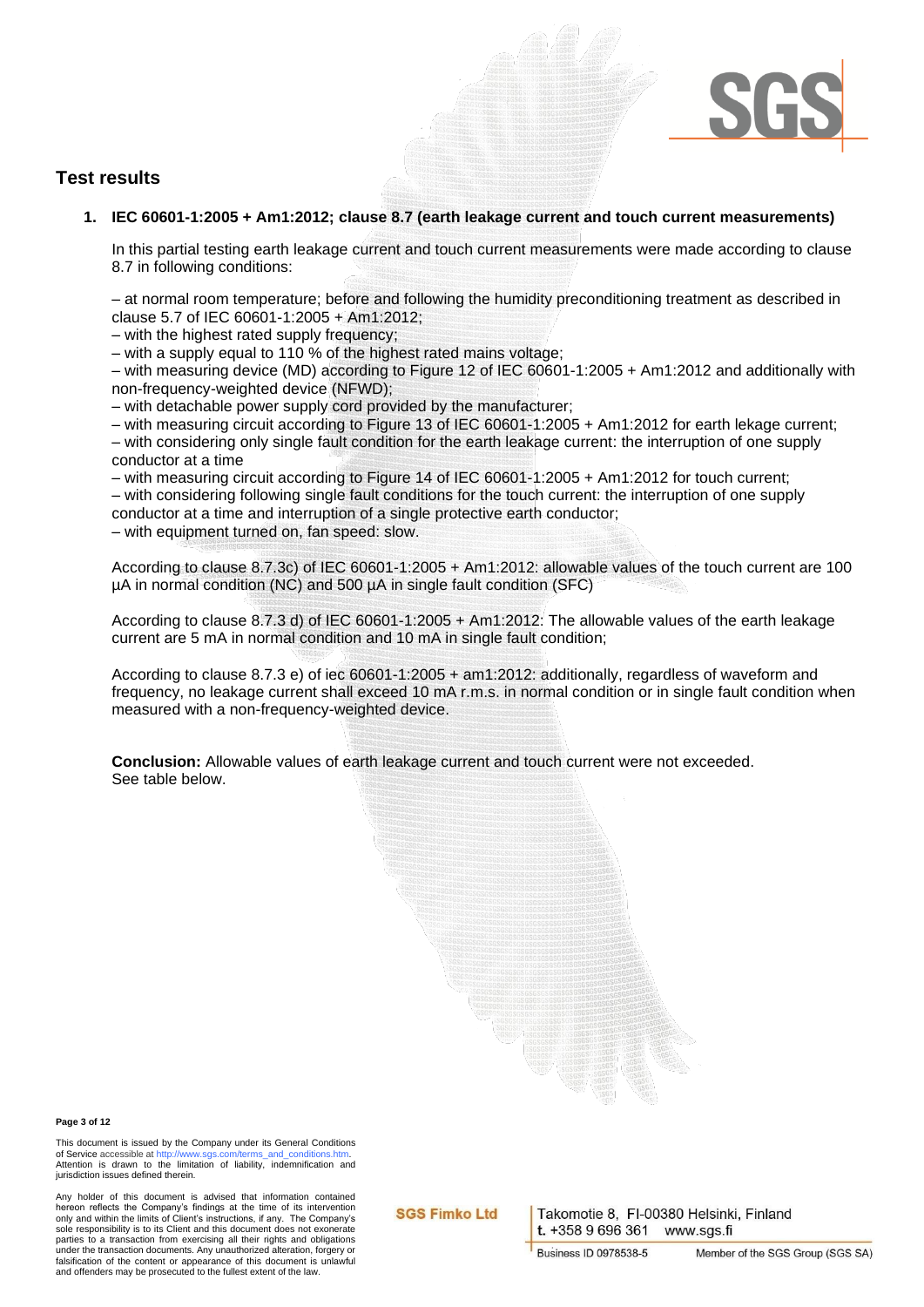## Test results

**1. IEC 60601-1:2005 + Am1:2012; clause 8.7 (earth leakage current and touch current measurements)**

In this partial testing earth leakage current and touch current measurements were made according to clause 8.7 in following conditions:

– at normal room temperature; before and following the humidity preconditioning treatment as described in clause 5.7 of IEC 60601-1:2005 + Am1:2012;
– with the highest rated supply frequency;
– with a supply equal to 110 % of the highest rated mains voltage;
– with measuring device (MD) according to Figure 12 of IEC 60601-1:2005 + Am1:2012 and additionally with non-frequency-weighted device (NFWD);
– with detachable power supply cord provided by the manufacturer;
– with measuring circuit according to Figure 13 of IEC 60601-1:2005 + Am1:2012 for earth lekage current;
– with considering only single fault condition for the earth leakage current: the interruption of one supply conductor at a time
– with measuring circuit according to Figure 14 of IEC 60601-1:2005 + Am1:2012 for touch current;
– with considering following single fault conditions for the touch current: the interruption of one supply conductor at a time and interruption of a single protective earth conductor;
– with equipment turned on, fan speed: slow.

According to clause 8.7.3c) of IEC 60601-1:2005 + Am1:2012: allowable values of the touch current are 100 µA in normal condition (NC) and 500 µA in single fault condition (SFC)

According to clause 8.7.3 d) of IEC 60601-1:2005 + Am1:2012: The allowable values of the earth leakage current are 5 mA in normal condition and 10 mA in single fault condition;

According to clause 8.7.3 e) of iec 60601-1:2005 + am1:2012: additionally, regardless of waveform and frequency, no leakage current shall exceed 10 mA r.m.s. in normal condition or in single fault condition when measured with a non-frequency-weighted device.

**Conclusion:** Allowable values of earth leakage current and touch current were not exceeded.
See table below.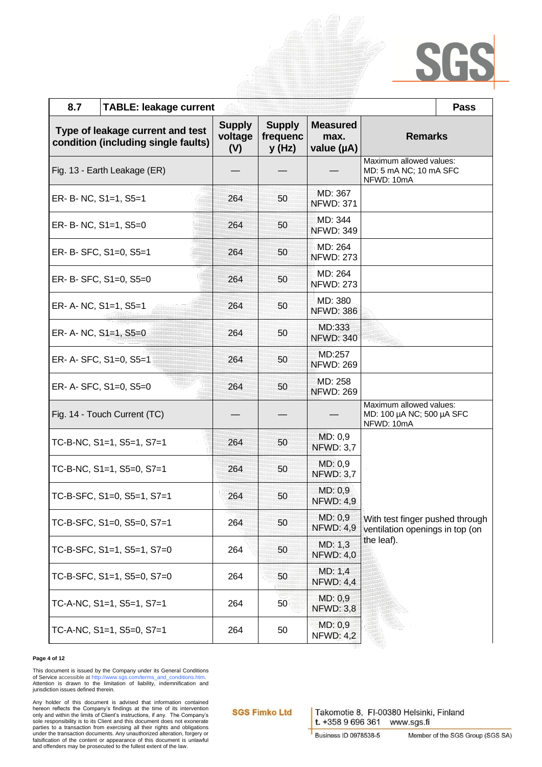| 8.7 | TABLE: leakage current | | | | Pass |
|---|---|---|---|---|---|
| Type of leakage current and test condition (including single faults) | | Supply voltage (V) | Supply frequency (Hz) | Measured max. value (µA) | Remarks |
| Fig. 13 - Earth Leakage (ER) | | — | — | — | Maximum allowed values: MD: 5 mA NC; 10 mA SFC NFWD: 10mA |
| ER- B- NC, S1=1, S5=1 | | 264 | 50 | MD: 367 NFWD: 371 | |
| ER- B- NC, S1=1, S5=0 | | 264 | 50 | MD: 344 NFWD: 349 | |
| ER- B- SFC, S1=0, S5=1 | | 264 | 50 | MD: 264 NFWD: 273 | |
| ER- B- SFC, S1=0, S5=0 | | 264 | 50 | MD: 264 NFWD: 273 | |
| ER- A- NC, S1=1, S5=1 | | 264 | 50 | MD: 380 NFWD: 386 | |
| ER- A- NC, S1=1, S5=0 | | 264 | 50 | MD:333 NFWD: 340 | |
| ER- A- SFC, S1=0, S5=1 | | 264 | 50 | MD:257 NFWD: 269 | |
| ER- A- SFC, S1=0, S5=0 | | 264 | 50 | MD: 258 NFWD: 269 | |
| Fig. 14 - Touch Current (TC) | | — | — | — | Maximum allowed values: MD: 100 µA NC; 500 µA SFC NFWD: 10mA |
| TC-B-NC, S1=1, S5=1, S7=1 | | 264 | 50 | MD: 0,9 NFWD: 3,7 | With test finger pushed through ventilation openings in top (on the leaf). |
| TC-B-NC, S1=1, S5=0, S7=1 | | 264 | 50 | MD: 0,9 NFWD: 3,7 | |
| TC-B-SFC, S1=0, S5=1, S7=1 | | 264 | 50 | MD: 0,9 NFWD: 4,9 | |
| TC-B-SFC, S1=0, S5=0, S7=1 | | 264 | 50 | MD: 0,9 NFWD: 4,9 | |
| TC-B-SFC, S1=1, S5=1, S7=0 | | 264 | 50 | MD: 1,3 NFWD: 4,0 | |
| TC-B-SFC, S1=1, S5=0, S7=0 | | 264 | 50 | MD: 1,4 NFWD: 4,4 | |
| TC-A-NC, S1=1, S5=1, S7=1 | | 264 | 50 | MD: 0,9 NFWD: 3,8 | |
| TC-A-NC, S1=1, S5=0, S7=1 | | 264 | 50 | MD: 0,9 NFWD: 4,2 | |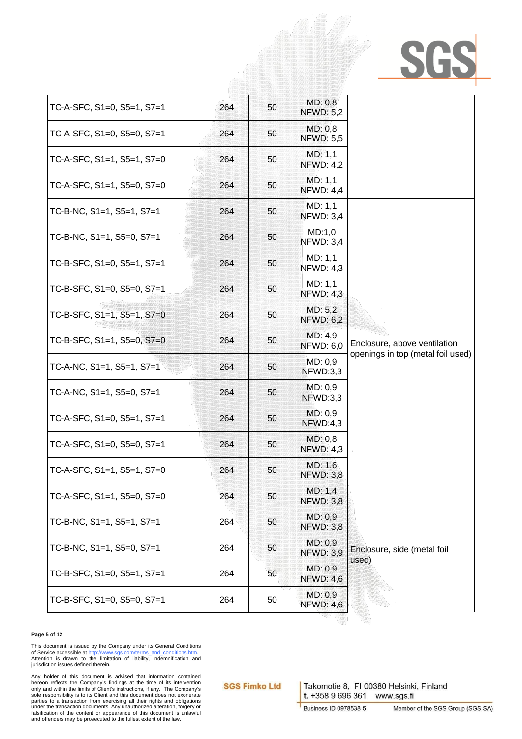| | | | | |
|---|---|---|---|---|
| TC-A-SFC, S1=0, S5=1, S7=1 | 264 | 50 | MD: 0,8<br>NFWD: 5,2 | |
| TC-A-SFC, S1=0, S5=0, S7=1 | 264 | 50 | MD: 0,8<br>NFWD: 5,5 | |
| TC-A-SFC, S1=1, S5=1, S7=0 | 264 | 50 | MD: 1,1<br>NFWD: 4,2 | |
| TC-A-SFC, S1=1, S5=0, S7=0 | 264 | 50 | MD: 1,1<br>NFWD: 4,4 | |
| TC-B-NC, S1=1, S5=1, S7=1 | 264 | 50 | MD: 1,1<br>NFWD: 3,4 | Enclosure, above ventilation openings in top (metal foil used) |
| TC-B-NC, S1=1, S5=0, S7=1 | 264 | 50 | MD:1,0<br>NFWD: 3,4 | |
| TC-B-SFC, S1=0, S5=1, S7=1 | 264 | 50 | MD: 1,1<br>NFWD: 4,3 | |
| TC-B-SFC, S1=0, S5=0, S7=1 | 264 | 50 | MD: 1,1<br>NFWD: 4,3 | |
| TC-B-SFC, S1=1, S5=1, S7=0 | 264 | 50 | MD: 5,2<br>NFWD: 6,2 | |
| TC-B-SFC, S1=1, S5=0, S7=0 | 264 | 50 | MD: 4,9<br>NFWD: 6,0 | |
| TC-A-NC, S1=1, S5=1, S7=1 | 264 | 50 | MD: 0,9<br>NFWD:3,3 | |
| TC-A-NC, S1=1, S5=0, S7=1 | 264 | 50 | MD: 0,9<br>NFWD:3,3 | |
| TC-A-SFC, S1=0, S5=1, S7=1 | 264 | 50 | MD: 0,9<br>NFWD:4,3 | |
| TC-A-SFC, S1=0, S5=0, S7=1 | 264 | 50 | MD: 0,8<br>NFWD: 4,3 | |
| TC-A-SFC, S1=1, S5=1, S7=0 | 264 | 50 | MD: 1,6<br>NFWD: 3,8 | |
| TC-A-SFC, S1=1, S5=0, S7=0 | 264 | 50 | MD: 1,4<br>NFWD: 3,8 | |
| TC-B-NC, S1=1, S5=1, S7=1 | 264 | 50 | MD: 0,9<br>NFWD: 3,8 | Enclosure, side (metal foil used) |
| TC-B-NC, S1=1, S5=0, S7=1 | 264 | 50 | MD: 0,9<br>NFWD: 3,9 | |
| TC-B-SFC, S1=0, S5=1, S7=1 | 264 | 50 | MD: 0,9<br>NFWD: 4,6 | |
| TC-B-SFC, S1=0, S5=0, S7=1 | 264 | 50 | MD: 0,9<br>NFWD: 4,6 | |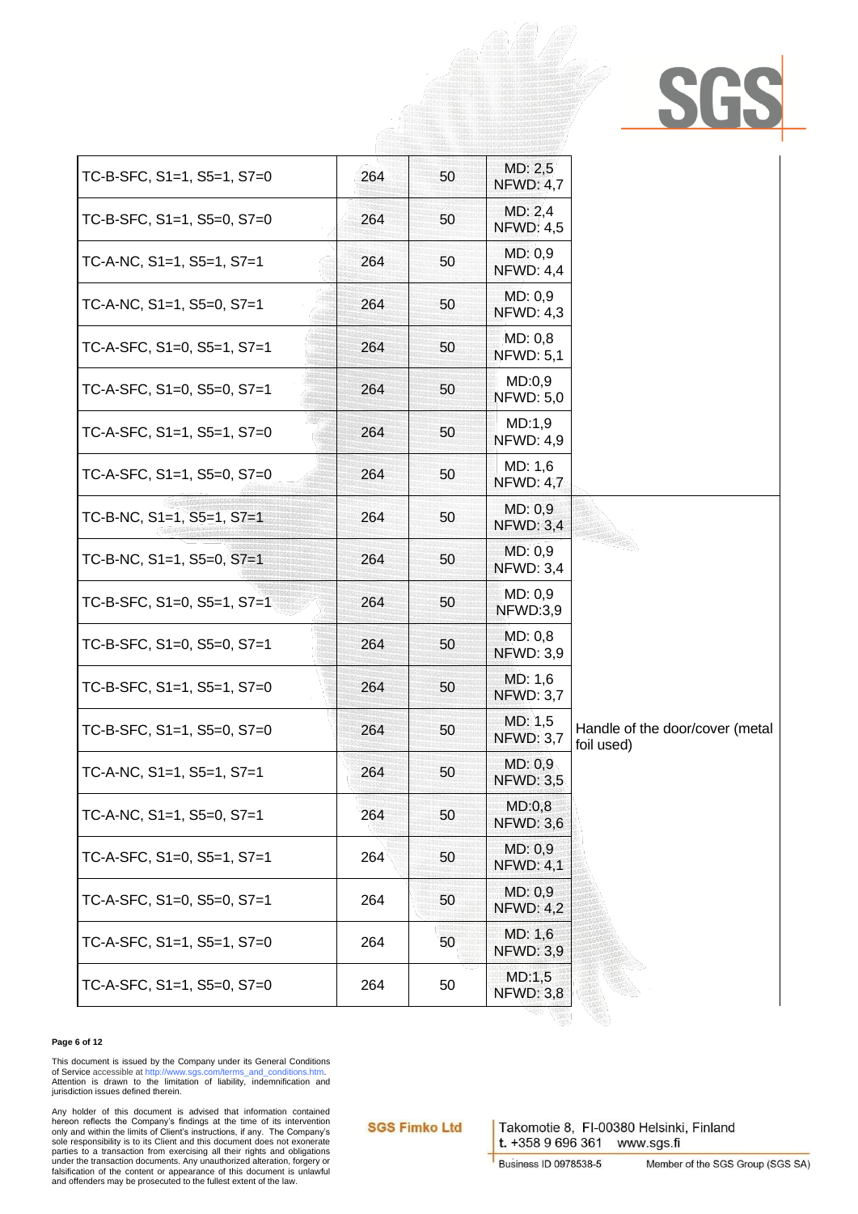| | | | | |
|---|---|---|---|---|
| TC-B-SFC, S1=1, S5=1, S7=0 | 264 | 50 | MD: 2,5 NFWD: 4,7 | |
| TC-B-SFC, S1=1, S5=0, S7=0 | 264 | 50 | MD: 2,4 NFWD: 4,5 | |
| TC-A-NC, S1=1, S5=1, S7=1 | 264 | 50 | MD: 0,9 NFWD: 4,4 | |
| TC-A-NC, S1=1, S5=0, S7=1 | 264 | 50 | MD: 0,9 NFWD: 4,3 | |
| TC-A-SFC, S1=0, S5=1, S7=1 | 264 | 50 | MD: 0,8 NFWD: 5,1 | |
| TC-A-SFC, S1=0, S5=0, S7=1 | 264 | 50 | MD:0,9 NFWD: 5,0 | |
| TC-A-SFC, S1=1, S5=1, S7=0 | 264 | 50 | MD:1,9 NFWD: 4,9 | |
| TC-A-SFC, S1=1, S5=0, S7=0 | 264 | 50 | MD: 1,6 NFWD: 4,7 | |
| TC-B-NC, S1=1, S5=1, S7=1 | 264 | 50 | MD: 0,9 NFWD: 3,4 | Handle of the door/cover (metal foil used) |
| TC-B-NC, S1=1, S5=0, S7=1 | 264 | 50 | MD: 0,9 NFWD: 3,4 | |
| TC-B-SFC, S1=0, S5=1, S7=1 | 264 | 50 | MD: 0,9 NFWD:3,9 | |
| TC-B-SFC, S1=0, S5=0, S7=1 | 264 | 50 | MD: 0,8 NFWD: 3,9 | |
| TC-B-SFC, S1=1, S5=1, S7=0 | 264 | 50 | MD: 1,6 NFWD: 3,7 | |
| TC-B-SFC, S1=1, S5=0, S7=0 | 264 | 50 | MD: 1,5 NFWD: 3,7 | |
| TC-A-NC, S1=1, S5=1, S7=1 | 264 | 50 | MD: 0,9 NFWD: 3,5 | |
| TC-A-NC, S1=1, S5=0, S7=1 | 264 | 50 | MD:0,8 NFWD: 3,6 | |
| TC-A-SFC, S1=0, S5=1, S7=1 | 264 | 50 | MD: 0,9 NFWD: 4,1 | |
| TC-A-SFC, S1=0, S5=0, S7=1 | 264 | 50 | MD: 0,9 NFWD: 4,2 | |
| TC-A-SFC, S1=1, S5=1, S7=0 | 264 | 50 | MD: 1,6 NFWD: 3,9 | |
| TC-A-SFC, S1=1, S5=0, S7=0 | 264 | 50 | MD:1,5 NFWD: 3,8 | |

This document is issued by the Company under its General Conditions of Service accessible at http://www.sgs.com/terms_and_conditions.htm. Attention is drawn to the limitation of liability, indemnification and jurisdiction issues defined therein.

Any holder of this document is advised that information contained hereon reflects the Company's findings at the time of its intervention only and within the limits of Client's instructions, if any. The Company's sole responsibility is to its Client and this document does not exonerate parties to a transaction from exercising all their rights and obligations under the transaction documents. Any unauthorized alteration, forgery or falsification of the content or appearance of this document is unlawful and offenders may be prosecuted to the fullest extent of the law.

SGS Fimko Ltd | Takomotie 8, FI-00380 Helsinki, Finland t. +358 9 696 361 www.sgs.fi

Business ID 0978538-5 Member of the SGS Group (SGS SA)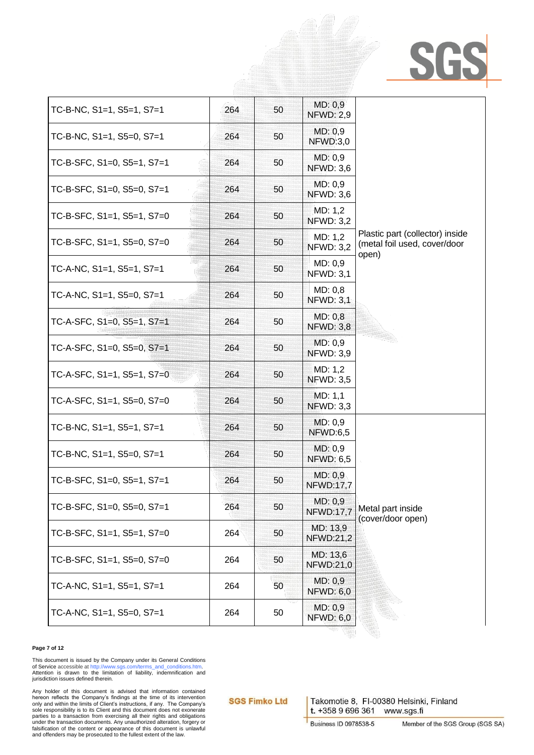| | | | | |
|---|---|---|---|---|
| TC-B-NC, S1=1, S5=1, S7=1 | 264 | 50 | MD: 0,9<br>NFWD: 2,9 | Plastic part (collector) inside (metal foil used, cover/door open) |
| TC-B-NC, S1=1, S5=0, S7=1 | 264 | 50 | MD: 0,9<br>NFWD:3,0 | |
| TC-B-SFC, S1=0, S5=1, S7=1 | 264 | 50 | MD: 0,9<br>NFWD: 3,6 | |
| TC-B-SFC, S1=0, S5=0, S7=1 | 264 | 50 | MD: 0,9<br>NFWD: 3,6 | |
| TC-B-SFC, S1=1, S5=1, S7=0 | 264 | 50 | MD: 1,2<br>NFWD: 3,2 | |
| TC-B-SFC, S1=1, S5=0, S7=0 | 264 | 50 | MD: 1,2<br>NFWD: 3,2 | |
| TC-A-NC, S1=1, S5=1, S7=1 | 264 | 50 | MD: 0,9<br>NFWD: 3,1 | |
| TC-A-NC, S1=1, S5=0, S7=1 | 264 | 50 | MD: 0,8<br>NFWD: 3,1 | |
| TC-A-SFC, S1=0, S5=1, S7=1 | 264 | 50 | MD: 0,8<br>NFWD: 3,8 | |
| TC-A-SFC, S1=0, S5=0, S7=1 | 264 | 50 | MD: 0,9<br>NFWD: 3,9 | |
| TC-A-SFC, S1=1, S5=1, S7=0 | 264 | 50 | MD: 1,2<br>NFWD: 3,5 | |
| TC-A-SFC, S1=1, S5=0, S7=0 | 264 | 50 | MD: 1,1<br>NFWD: 3,3 | |
| TC-B-NC, S1=1, S5=1, S7=1 | 264 | 50 | MD: 0,9<br>NFWD:6,5 | Metal part inside (cover/door open) |
| TC-B-NC, S1=1, S5=0, S7=1 | 264 | 50 | MD: 0,9<br>NFWD: 6,5 | |
| TC-B-SFC, S1=0, S5=1, S7=1 | 264 | 50 | MD: 0,9<br>NFWD:17,7 | |
| TC-B-SFC, S1=0, S5=0, S7=1 | 264 | 50 | MD: 0,9<br>NFWD:17,7 | |
| TC-B-SFC, S1=1, S5=1, S7=0 | 264 | 50 | MD: 13,9<br>NFWD:21,2 | |
| TC-B-SFC, S1=1, S5=0, S7=0 | 264 | 50 | MD: 13,6<br>NFWD:21,0 | |
| TC-A-NC, S1=1, S5=1, S7=1 | 264 | 50 | MD: 0,9<br>NFWD: 6,0 | |
| TC-A-NC, S1=1, S5=0, S7=1 | 264 | 50 | MD: 0,9<br>NFWD: 6,0 | |

This document is issued by the Company under its General Conditions of Service accessible at http://www.sgs.com/terms_and_conditions.htm. Attention is drawn to the limitation of liability, indemnification and jurisdiction issues defined therein.

Any holder of this document is advised that information contained hereon reflects the Company's findings at the time of its intervention only and within the limits of Client's instructions, if any. The Company's sole responsibility is to its Client and this document does not exonerate parties to a transaction from exercising all their rights and obligations under the transaction documents. Any unauthorized alteration, forgery or falsification of the content or appearance of this document is unlawful and offenders may be prosecuted to the fullest extent of the law.

SGS Fimko Ltd | Takomotie 8, FI-00380 Helsinki, Finland | t. +358 9 696 361 www.sgs.fi | Business ID 0978538-5 | Member of the SGS Group (SGS SA)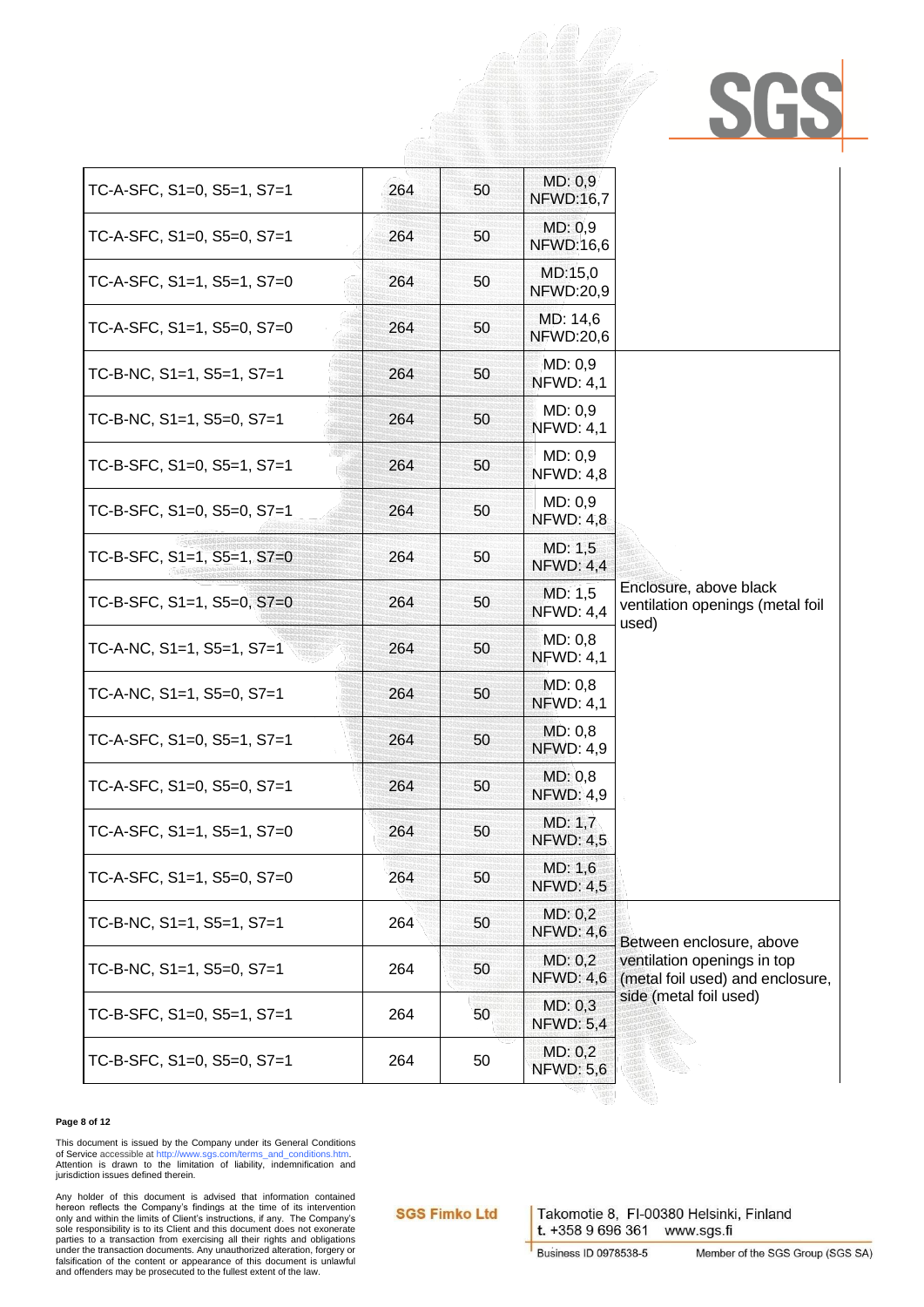| | | | | |
|---|---|---|---|---|
| TC-A-SFC, S1=0, S5=1, S7=1 | 264 | 50 | MD: 0,9 NFWD:16,7 | |
| TC-A-SFC, S1=0, S5=0, S7=1 | 264 | 50 | MD: 0,9 NFWD:16,6 | |
| TC-A-SFC, S1=1, S5=1, S7=0 | 264 | 50 | MD:15,0 NFWD:20,9 | |
| TC-A-SFC, S1=1, S5=0, S7=0 | 264 | 50 | MD: 14,6 NFWD:20,6 | |
| TC-B-NC, S1=1, S5=1, S7=1 | 264 | 50 | MD: 0,9 NFWD: 4,1 | Enclosure, above black ventilation openings (metal foil used) |
| TC-B-NC, S1=1, S5=0, S7=1 | 264 | 50 | MD: 0,9 NFWD: 4,1 | |
| TC-B-SFC, S1=0, S5=1, S7=1 | 264 | 50 | MD: 0,9 NFWD: 4,8 | |
| TC-B-SFC, S1=0, S5=0, S7=1 | 264 | 50 | MD: 0,9 NFWD: 4,8 | |
| TC-B-SFC, S1=1, S5=1, S7=0 | 264 | 50 | MD: 1,5 NFWD: 4,4 | |
| TC-B-SFC, S1=1, S5=0, S7=0 | 264 | 50 | MD: 1,5 NFWD: 4,4 | |
| TC-A-NC, S1=1, S5=1, S7=1 | 264 | 50 | MD: 0,8 NFWD: 4,1 | |
| TC-A-NC, S1=1, S5=0, S7=1 | 264 | 50 | MD: 0,8 NFWD: 4,1 | |
| TC-A-SFC, S1=0, S5=1, S7=1 | 264 | 50 | MD: 0,8 NFWD: 4,9 | |
| TC-A-SFC, S1=0, S5=0, S7=1 | 264 | 50 | MD: 0,8 NFWD: 4,9 | |
| TC-A-SFC, S1=1, S5=1, S7=0 | 264 | 50 | MD: 1,7 NFWD: 4,5 | |
| TC-A-SFC, S1=1, S5=0, S7=0 | 264 | 50 | MD: 1,6 NFWD: 4,5 | |
| TC-B-NC, S1=1, S5=1, S7=1 | 264 | 50 | MD: 0,2 NFWD: 4,6 | Between enclosure, above ventilation openings in top (metal foil used) and enclosure, side (metal foil used) |
| TC-B-NC, S1=1, S5=0, S7=1 | 264 | 50 | MD: 0,2 NFWD: 4,6 | |
| TC-B-SFC, S1=0, S5=1, S7=1 | 264 | 50 | MD: 0,3 NFWD: 5,4 | |
| TC-B-SFC, S1=0, S5=0, S7=1 | 264 | 50 | MD: 0,2 NFWD: 5,6 | |

This document is issued by the Company under its General Conditions of Service accessible at http://www.sgs.com/terms_and_conditions.htm. Attention is drawn to the limitation of liability, indemnification and jurisdiction issues defined therein.

Any holder of this document is advised that information contained hereon reflects the Company's findings at the time of its intervention only and within the limits of Client's instructions, if any. The Company's sole responsibility is to its Client and this document does not exonerate parties to a transaction from exercising all their rights and obligations under the transaction documents. Any unauthorized alteration, forgery or falsification of the content or appearance of this document is unlawful and offenders may be prosecuted to the fullest extent of the law.

SGS Fimko Ltd | Takomotie 8, FI-00380 Helsinki, Finland t. +358 9 696 361 www.sgs.fi

Business ID 0978538-5 Member of the SGS Group (SGS SA)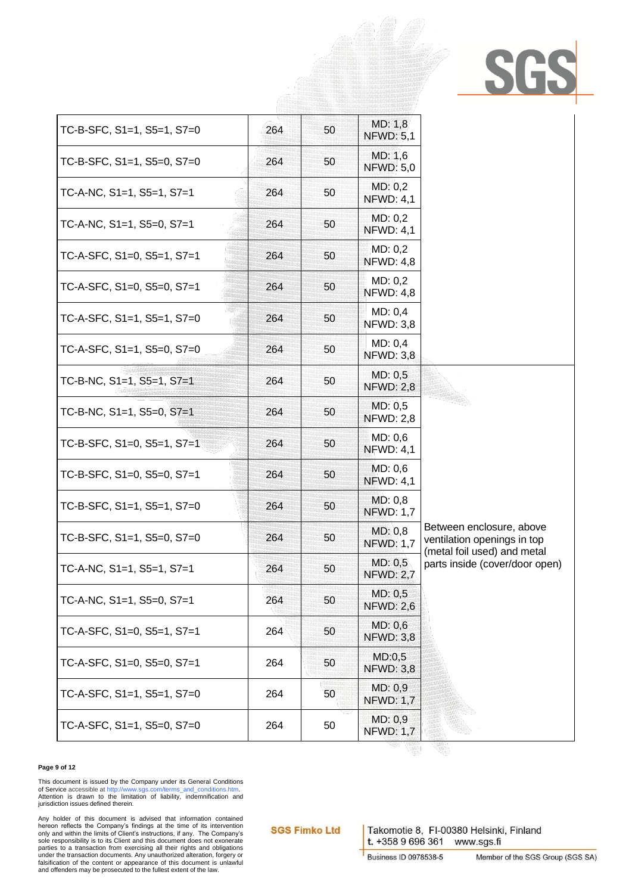| | | | | |
|---|---|---|---|---|
| TC-B-SFC, S1=1, S5=1, S7=0 | 264 | 50 | MD: 1,8<br>NFWD: 5,1 | |
| TC-B-SFC, S1=1, S5=0, S7=0 | 264 | 50 | MD: 1,6<br>NFWD: 5,0 | |
| TC-A-NC, S1=1, S5=1, S7=1 | 264 | 50 | MD: 0,2<br>NFWD: 4,1 | |
| TC-A-NC, S1=1, S5=0, S7=1 | 264 | 50 | MD: 0,2<br>NFWD: 4,1 | |
| TC-A-SFC, S1=0, S5=1, S7=1 | 264 | 50 | MD: 0,2<br>NFWD: 4,8 | |
| TC-A-SFC, S1=0, S5=0, S7=1 | 264 | 50 | MD: 0,2<br>NFWD: 4,8 | |
| TC-A-SFC, S1=1, S5=1, S7=0 | 264 | 50 | MD: 0,4<br>NFWD: 3,8 | |
| TC-A-SFC, S1=1, S5=0, S7=0 | 264 | 50 | MD: 0,4<br>NFWD: 3,8 | |
| TC-B-NC, S1=1, S5=1, S7=1 | 264 | 50 | MD: 0,5<br>NFWD: 2,8 | Between enclosure, above ventilation openings in top (metal foil used) and metal parts inside (cover/door open) |
| TC-B-NC, S1=1, S5=0, S7=1 | 264 | 50 | MD: 0,5<br>NFWD: 2,8 | |
| TC-B-SFC, S1=0, S5=1, S7=1 | 264 | 50 | MD: 0,6<br>NFWD: 4,1 | |
| TC-B-SFC, S1=0, S5=0, S7=1 | 264 | 50 | MD: 0,6<br>NFWD: 4,1 | |
| TC-B-SFC, S1=1, S5=1, S7=0 | 264 | 50 | MD: 0,8<br>NFWD: 1,7 | |
| TC-B-SFC, S1=1, S5=0, S7=0 | 264 | 50 | MD: 0,8<br>NFWD: 1,7 | |
| TC-A-NC, S1=1, S5=1, S7=1 | 264 | 50 | MD: 0,5<br>NFWD: 2,7 | |
| TC-A-NC, S1=1, S5=0, S7=1 | 264 | 50 | MD: 0,5<br>NFWD: 2,6 | |
| TC-A-SFC, S1=0, S5=1, S7=1 | 264 | 50 | MD: 0,6<br>NFWD: 3,8 | |
| TC-A-SFC, S1=0, S5=0, S7=1 | 264 | 50 | MD:0,5<br>NFWD: 3,8 | |
| TC-A-SFC, S1=1, S5=1, S7=0 | 264 | 50 | MD: 0,9<br>NFWD: 1,7 | |
| TC-A-SFC, S1=1, S5=0, S7=0 | 264 | 50 | MD: 0,9<br>NFWD: 1,7 | |

This document is issued by the Company under its General Conditions of Service accessible at http://www.sgs.com/terms_and_conditions.htm. Attention is drawn to the limitation of liability, indemnification and jurisdiction issues defined therein.

Any holder of this document is advised that information contained hereon reflects the Company's findings at the time of its intervention only and within the limits of Client's instructions, if any. The Company's sole responsibility is to its Client and this document does not exonerate parties to a transaction from exercising all their rights and obligations under the transaction documents. Any unauthorized alteration, forgery or falsification of the content or appearance of this document is unlawful and offenders may be prosecuted to the fullest extent of the law.

SGS Fimko Ltd

Takomotie 8, FI-00380 Helsinki, Finland
t. +358 9 696 361 www.sgs.fi
Business ID 0978538-5 Member of the SGS Group (SGS SA)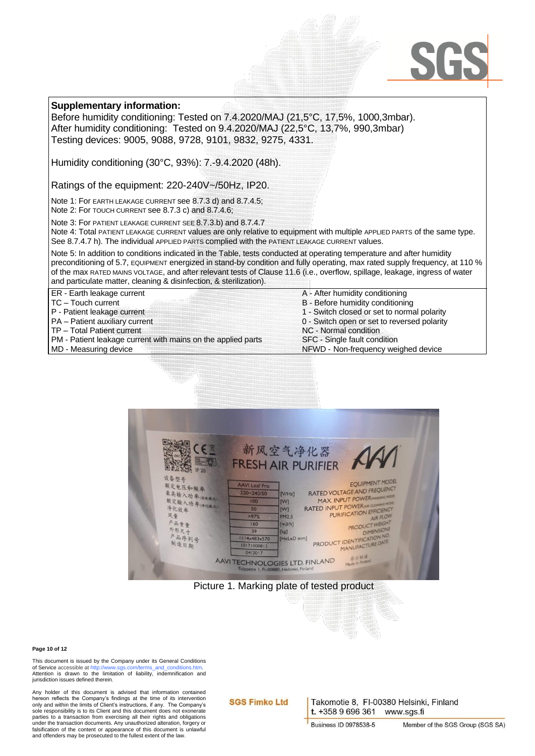**Supplementary information:**

Before humidity conditioning: Tested on 7.4.2020/MAJ (21,5°C, 17,5%, 1000,3mbar).
After humidity conditioning: Tested on 9.4.2020/MAJ (22,5°C, 13,7%, 990,3mbar)
Testing devices: 9005, 9088, 9728, 9101, 9832, 9275, 4331.

Humidity conditioning (30°C, 93%): 7.-9.4.2020 (48h).

Ratings of the equipment: 220-240V~/50Hz, IP20.

Note 1: For EARTH LEAKAGE CURRENT see 8.7.3 d) and 8.7.4.5;
Note 2: For TOUCH CURRENT see 8.7.3 c) and 8.7.4.6;

Note 3: For PATIENT LEAKAGE CURRENT SEE 8.7.3.b) and 8.7.4.7
Note 4: Total PATIENT LEAKAGE CURRENT values are only relative to equipment with multiple APPLIED PARTS of the same type. See 8.7.4.7 h). The individual APPLIED PARTS complied with the PATIENT LEAKAGE CURRENT values.

Note 5: In addition to conditions indicated in the Table, tests conducted at operating temperature and after humidity preconditioning of 5.7, EQUIPMENT energized in stand-by condition and fully operating, max rated supply frequency, at 110 % of the max RATED MAINS VOLTAGE, and after relevant tests of Clause 11.6 (i.e., overflow, spillage, leakage, ingress of water and particulate matter, cleaning & disinfection, & sterilization).

| | |
|---|---|
| ER - Earth leakage current | A - After humidity conditioning |
| TC – Touch current | B - Before humidity conditioning |
| P - Patient leakage current | 1 - Switch closed or set to normal polarity |
| PA – Patient auxiliary current | 0 - Switch open or set to reversed polarity |
| TP – Total Patient current | NC - Normal condition |
| PM - Patient leakage current with mains on the applied parts | SFC - Single fault condition |
| MD - Measuring device | NFWD - Non-frequency weighed device |

Picture 1. Marking plate of tested product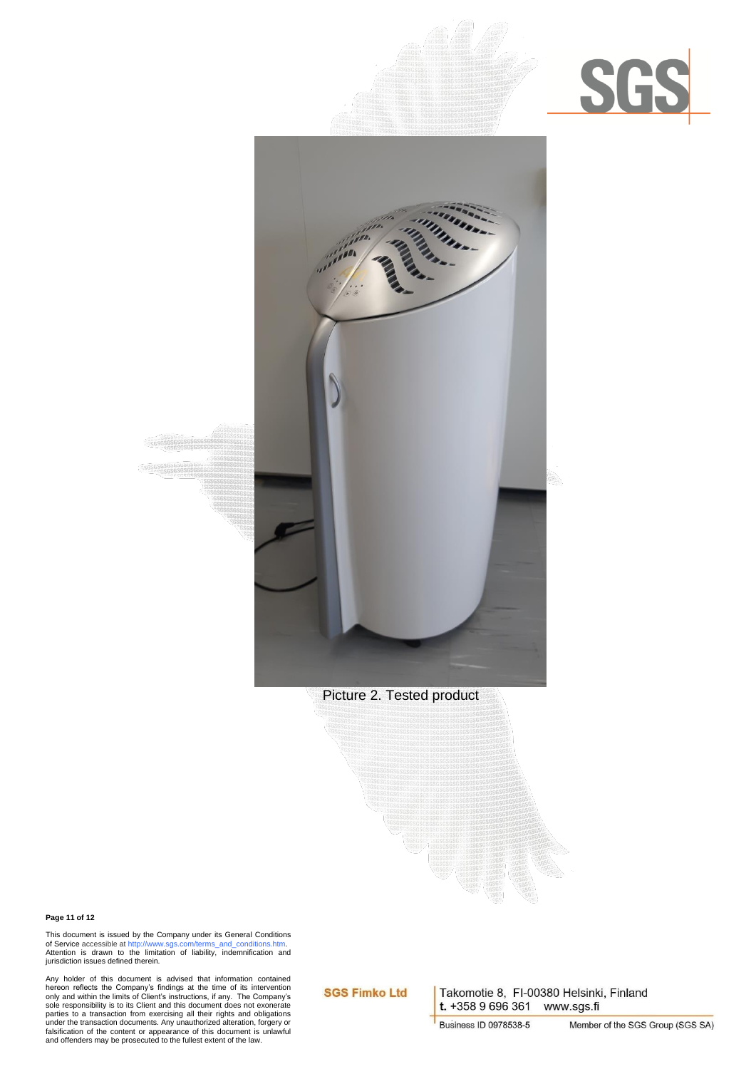Picture 2. Tested product

This document is issued by the Company under its General Conditions of Service accessible at http://www.sgs.com/terms_and_conditions.htm. Attention is drawn to the limitation of liability, indemnification and jurisdiction issues defined therein.

Any holder of this document is advised that information contained hereon reflects the Company's findings at the time of its intervention only and within the limits of Client's instructions, if any. The Company's sole responsibility is to its Client and this document does not exonerate parties to a transaction from exercising all their rights and obligations under the transaction documents. Any unauthorized alteration, forgery or falsification of the content or appearance of this document is unlawful and offenders may be prosecuted to the fullest extent of the law.

**SGS Fimko Ltd**

Takomotie 8, FI-00380 Helsinki, Finland
t. +358 9 696 361 www.sgs.fi

Business ID 0978538-5 Member of the SGS Group (SGS SA)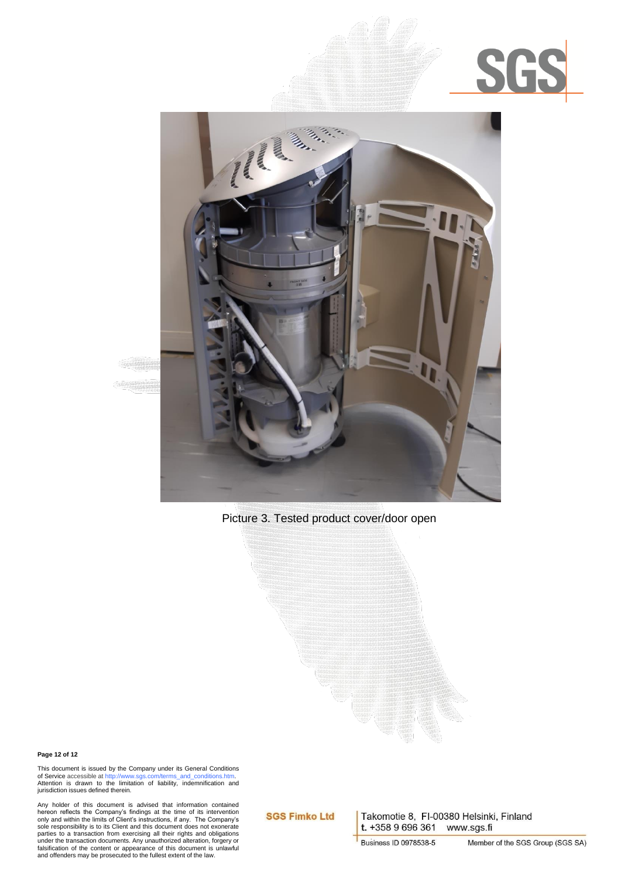Picture 3. Tested product cover/door open

This document is issued by the Company under its General Conditions of Service accessible at http://www.sgs.com/terms_and_conditions.htm. Attention is drawn to the limitation of liability, indemnification and jurisdiction issues defined therein.

Any holder of this document is advised that information contained hereon reflects the Company's findings at the time of its intervention only and within the limits of Client's instructions, if any. The Company's sole responsibility is to its Client and this document does not exonerate parties to a transaction from exercising all their rights and obligations under the transaction documents. Any unauthorized alteration, forgery or falsification of the content or appearance of this document is unlawful and offenders may be prosecuted to the fullest extent of the law.

**SGS Fimko Ltd**

Takomotie 8, FI-00380 Helsinki, Finland
t. +358 9 696 361 www.sgs.fi

Business ID 0978538-5 Member of the SGS Group (SGS SA)